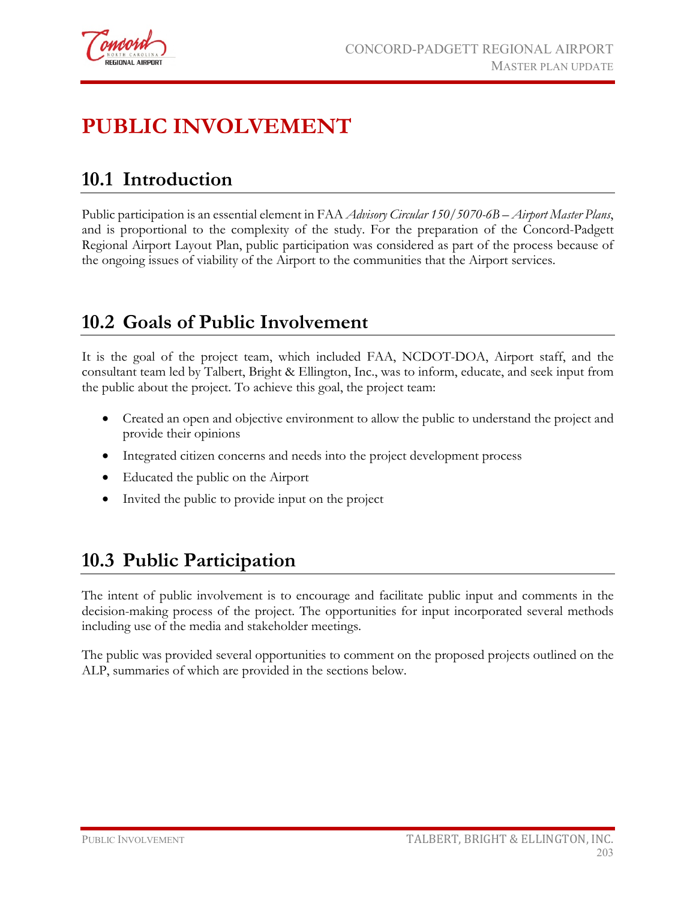# PUBLIC INVOLVEMENT

## 10.1 Introduction

Public participation is an essential element in FAA *Advisory Circular 150/5070-6B – Airport Master Plans*, and is proportional to the complexity of the study. For the preparation of the Concord-Padgett Regional Airport Layout Plan, public participation was considered as part of the process because of the ongoing issues of viability of the Airport to the communities that the Airport services.

## 10.2 Goals of Public Involvement

It is the goal of the project team, which included FAA, NCDOT-DOA, Airport staff, and the consultant team led by Talbert, Bright & Ellington, Inc., was to inform, educate, and seek input from the public about the project. To achieve this goal, the project team:

- Created an open and objective environment to allow the public to understand the project and provide their opinions
- Integrated citizen concerns and needs into the project development process
- Educated the public on the Airport
- Invited the public to provide input on the project

## 10.3 Public Participation

The intent of public involvement is to encourage and facilitate public input and comments in the decision-making process of the project. The opportunities for input incorporated several methods including use of the media and stakeholder meetings.

The public was provided several opportunities to comment on the proposed projects outlined on the ALP, summaries of which are provided in the sections below.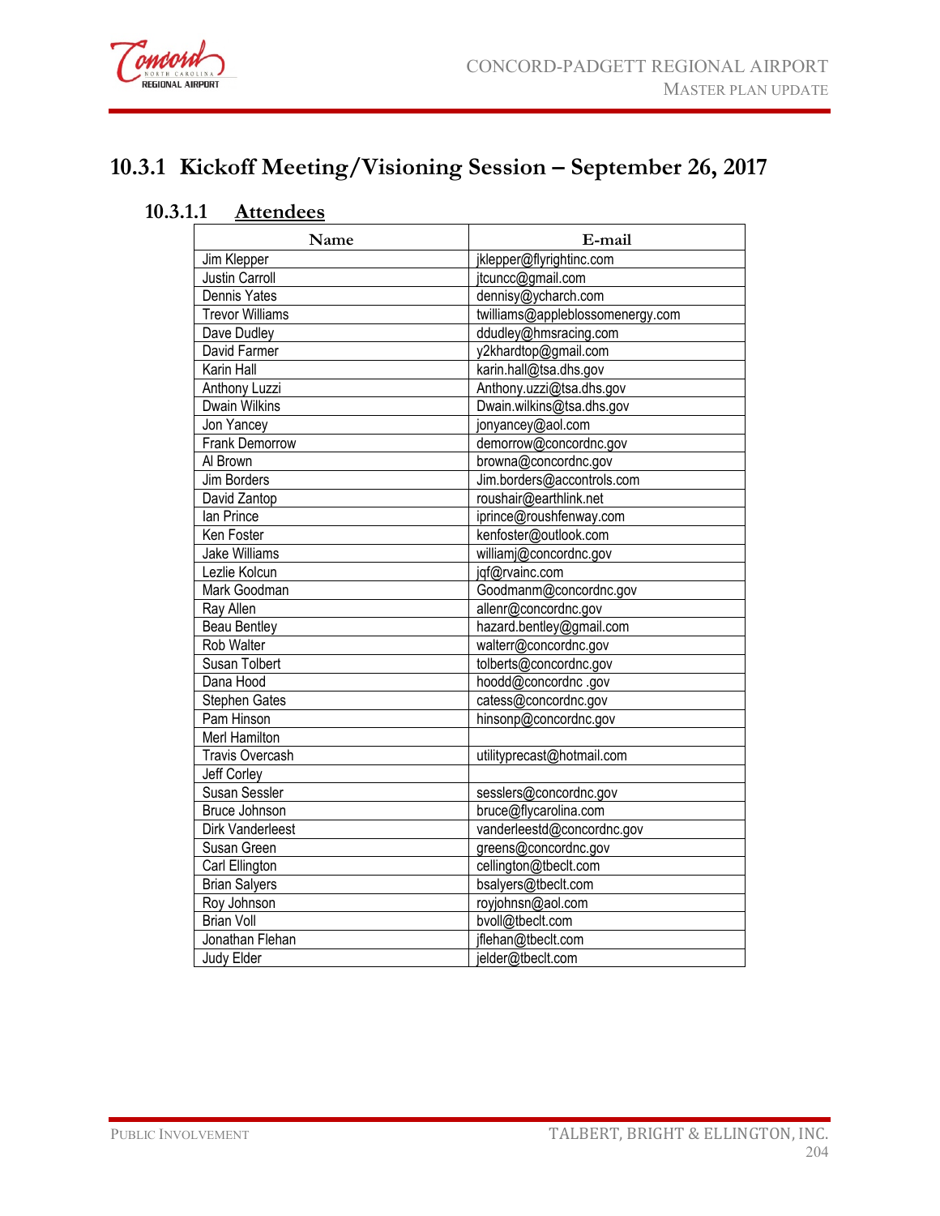## 10.3.1 Kickoff Meeting/Visioning Session – September 26, 2017

### 10.3.1.1 Attendees

| Name | E-mail |
|---|---|
| Jim Klepper | jklepper@flyrightinc.com |
| Justin Carroll | jtcuncc@gmail.com |
| Dennis Yates | dennisy@ycharch.com |
| Trevor Williams | twilliams@appleblossomenergy.com |
| Dave Dudley | ddudley@hmsracing.com |
| David Farmer | y2khardtop@gmail.com |
| Karin Hall | karin.hall@tsa.dhs.gov |
| Anthony Luzzi | Anthony.uzzi@tsa.dhs.gov |
| Dwain Wilkins | Dwain.wilkins@tsa.dhs.gov |
| Jon Yancey | jonyancey@aol.com |
| Frank Demorrow | demorrow@concordnc.gov |
| Al Brown | browna@concordnc.gov |
| Jim Borders | Jim.borders@accontrols.com |
| David Zantop | roushair@earthlink.net |
| Ian Prince | iprince@roushfenway.com |
| Ken Foster | kenfoster@outlook.com |
| Jake Williams | williamj@concordnc.gov |
| Lezlie Kolcun | jqf@rvainc.com |
| Mark Goodman | Goodmanm@concordnc.gov |
| Ray Allen | allenr@concordnc.gov |
| Beau Bentley | hazard.bentley@gmail.com |
| Rob Walter | walterr@concordnc.gov |
| Susan Tolbert | tolberts@concordnc.gov |
| Dana Hood | hoodd@concordnc .gov |
| Stephen Gates | catess@concordnc.gov |
| Pam Hinson | hinsonp@concordnc.gov |
| Merl Hamilton | |
| Travis Overcash | utilityprecast@hotmail.com |
| Jeff Corley | |
| Susan Sessler | sesslers@concordnc.gov |
| Bruce Johnson | bruce@flycarolina.com |
| Dirk Vanderleest | vanderleestd@concordnc.gov |
| Susan Green | greens@concordnc.gov |
| Carl Ellington | cellington@tbeclt.com |
| Brian Salyers | bsalyers@tbeclt.com |
| Roy Johnson | royjohnsn@aol.com |
| Brian Voll | bvoll@tbeclt.com |
| Jonathan Flehan | jflehan@tbeclt.com |
| Judy Elder | jelder@tbeclt.com |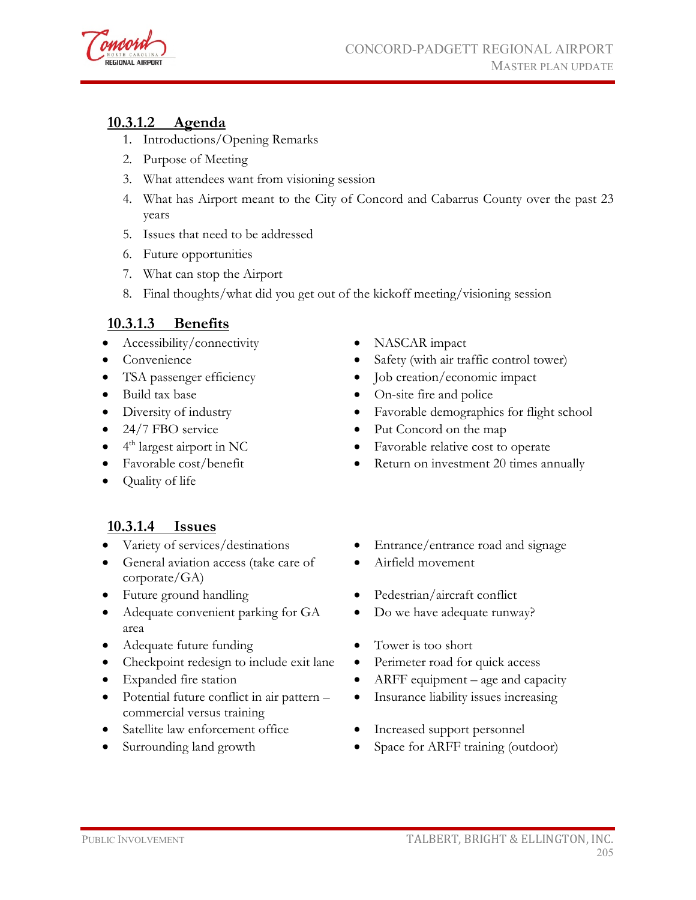### 10.3.1.2 Agenda

1. Introductions/Opening Remarks
2. Purpose of Meeting
3. What attendees want from visioning session
4. What has Airport meant to the City of Concord and Cabarrus County over the past 23 years
5. Issues that need to be addressed
6. Future opportunities
7. What can stop the Airport
8. Final thoughts/what did you get out of the kickoff meeting/visioning session

### 10.3.1.3 Benefits

- Accessibility/connectivity
- Convenience
- TSA passenger efficiency
- Build tax base
- Diversity of industry
- 24/7 FBO service
- 4th largest airport in NC
- Favorable cost/benefit
- Quality of life
- NASCAR impact
- Safety (with air traffic control tower)
- Job creation/economic impact
- On-site fire and police
- Favorable demographics for flight school
- Put Concord on the map
- Favorable relative cost to operate
- Return on investment 20 times annually

### 10.3.1.4 Issues

- Variety of services/destinations
- General aviation access (take care of corporate/GA)
- Future ground handling
- Adequate convenient parking for GA area
- Adequate future funding
- Checkpoint redesign to include exit lane
- Expanded fire station
- Potential future conflict in air pattern – commercial versus training
- Satellite law enforcement office
- Surrounding land growth
- Entrance/entrance road and signage
- Airfield movement
- Pedestrian/aircraft conflict
- Do we have adequate runway?
- Tower is too short
- Perimeter road for quick access
- ARFF equipment – age and capacity
- Insurance liability issues increasing
- Increased support personnel
- Space for ARFF training (outdoor)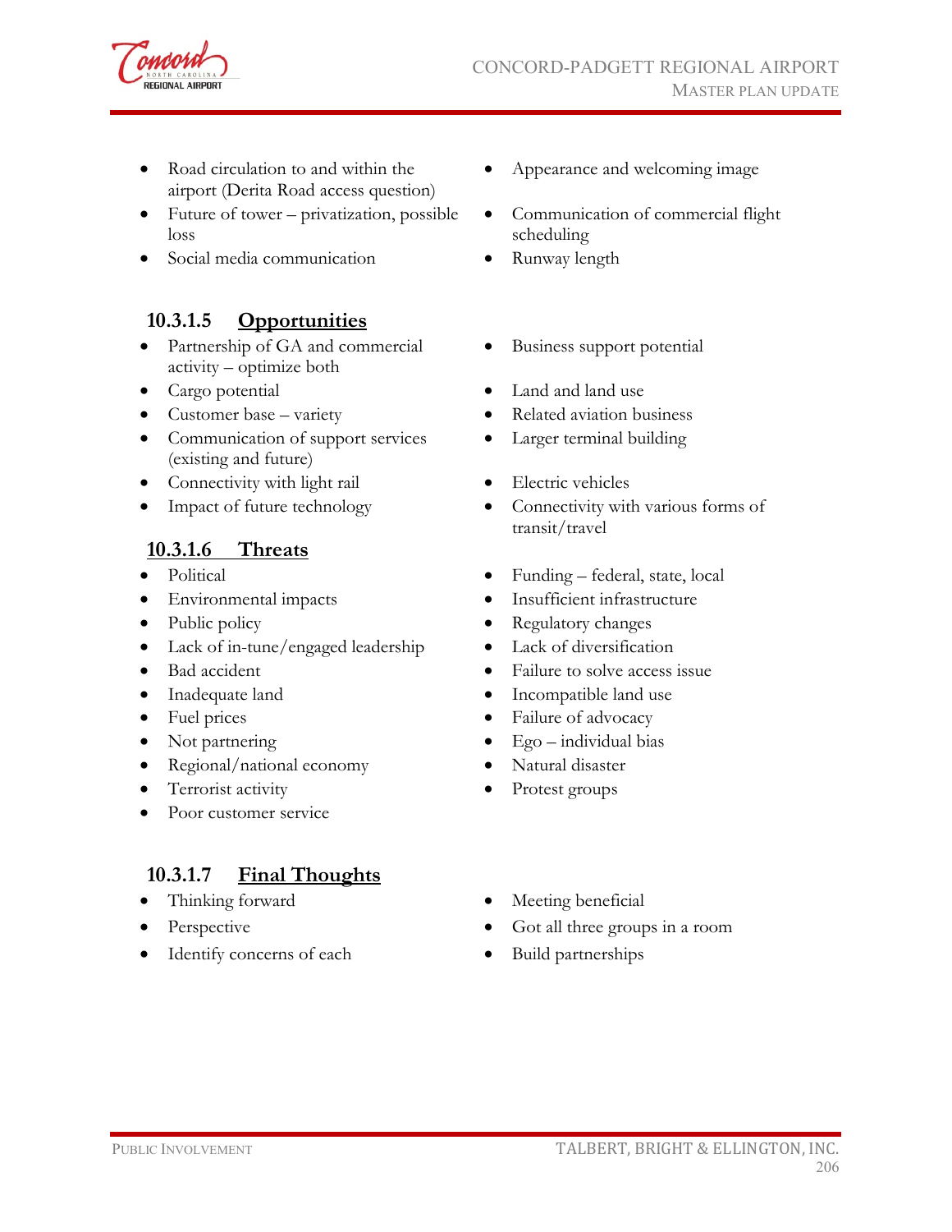- Road circulation to and within the airport (Derita Road access question)
- Future of tower – privatization, possible loss
- Social media communication
- Appearance and welcoming image
- Communication of commercial flight scheduling
- Runway length

#### 10.3.1.5 Opportunities

- Partnership of GA and commercial activity – optimize both
- Cargo potential
- Customer base – variety
- Communication of support services (existing and future)
- Connectivity with light rail
- Impact of future technology
- Business support potential
- Land and land use
- Related aviation business
- Larger terminal building
- Electric vehicles
- Connectivity with various forms of transit/travel

#### 10.3.1.6 Threats

- Political
- Environmental impacts
- Public policy
- Lack of in-tune/engaged leadership
- Bad accident
- Inadequate land
- Fuel prices
- Not partnering
- Regional/national economy
- Terrorist activity
- Poor customer service
- Funding – federal, state, local
- Insufficient infrastructure
- Regulatory changes
- Lack of diversification
- Failure to solve access issue
- Incompatible land use
- Failure of advocacy
- Ego – individual bias
- Natural disaster
- Protest groups

#### 10.3.1.7 Final Thoughts

- Thinking forward
- Perspective
- Identify concerns of each
- Meeting beneficial
- Got all three groups in a room
- Build partnerships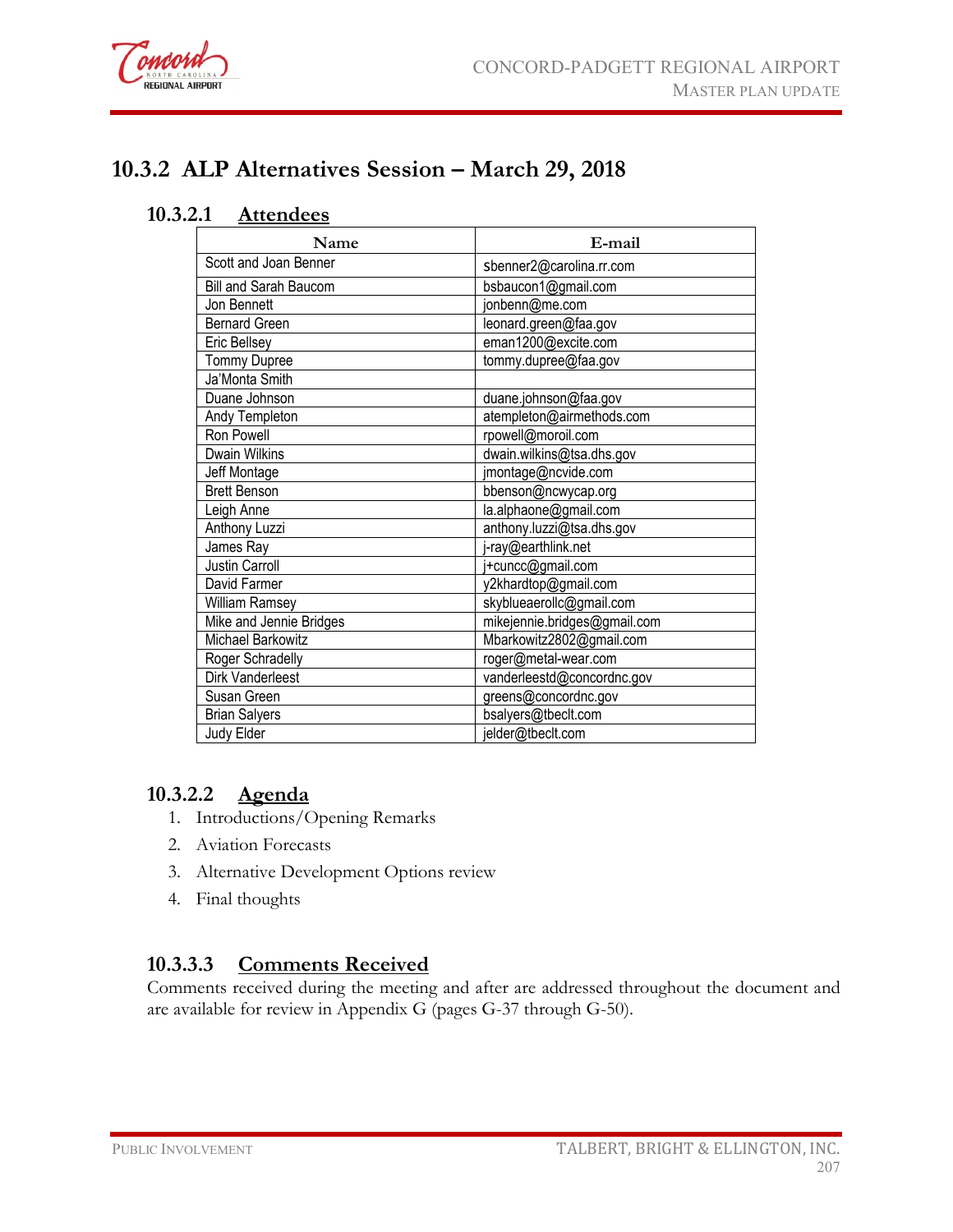## 10.3.2 ALP Alternatives Session – March 29, 2018

### 10.3.2.1 Attendees

| Name | E-mail |
|---|---|
| Scott and Joan Benner | sbenner2@carolina.rr.com |
| Bill and Sarah Baucom | bsbaucon1@gmail.com |
| Jon Bennett | jonbenn@me.com |
| Bernard Green | leonard.green@faa.gov |
| Eric Bellsey | eman1200@excite.com |
| Tommy Dupree | tommy.dupree@faa.gov |
| Ja'Monta Smith | |
| Duane Johnson | duane.johnson@faa.gov |
| Andy Templeton | atempleton@airmethods.com |
| Ron Powell | rpowell@moroil.com |
| Dwain Wilkins | dwain.wilkins@tsa.dhs.gov |
| Jeff Montage | jmontage@ncvide.com |
| Brett Benson | bbenson@ncwycap.org |
| Leigh Anne | la.alphaone@gmail.com |
| Anthony Luzzi | anthony.luzzi@tsa.dhs.gov |
| James Ray | j-ray@earthlink.net |
| Justin Carroll | j+cuncc@gmail.com |
| David Farmer | y2khardtop@gmail.com |
| William Ramsey | skyblueaerollc@gmail.com |
| Mike and Jennie Bridges | mikejennie.bridges@gmail.com |
| Michael Barkowitz | Mbarkowitz2802@gmail.com |
| Roger Schradelly | roger@metal-wear.com |
| Dirk Vanderleest | vanderleestd@concordnc.gov |
| Susan Green | greens@concordnc.gov |
| Brian Salyers | bsalyers@tbeclt.com |
| Judy Elder | jelder@tbeclt.com |

### 10.3.2.2 Agenda

1. Introductions/Opening Remarks
2. Aviation Forecasts
3. Alternative Development Options review
4. Final thoughts

### 10.3.3.3 Comments Received

Comments received during the meeting and after are addressed throughout the document and are available for review in Appendix G (pages G-37 through G-50).